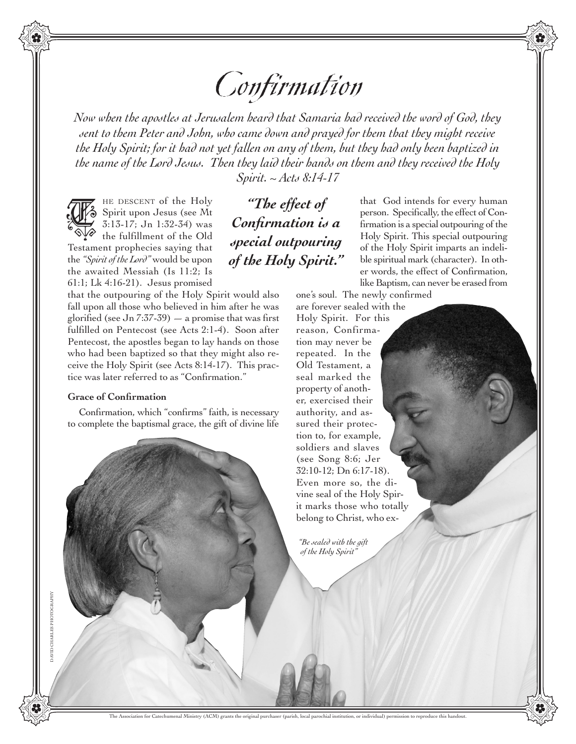# Confirmation

*Now when the apostles at Jerusalem heard that Samaria had received the word of God, they sent to them Peter and John, who came down and prayed for them that they might receive the Holy Spirit; for it had not yet fallen on any of them, but they had only been baptized in the name of the Lord Jesus. Then they laid their hands on them and they received the Holy Spirit. ~ Acts 8:14-17*

THE DESCENT of the Holy Spirit upon Jesus (see Mt 3:13-17; Jn 1:32-34) was the fulfillment of the Old Testament prophecies saying that the *"Spirit of the Lord"* would be upon the awaited Messiah (Is 11:2; Is 61:1; Lk 4:16-21). Jesus promised that the outpouring of the Holy Spirit would also fall upon all those who believed in him after he was glorified (see Jn 7:37-39) — a promise that was first fulfilled on Pentecost (see Acts 2:1-4). Soon after Pentecost, the apostles began to lay hands on those who had been baptized so that they might also receive the Holy Spirit (see Acts 8:14-17). This practice was later referred to as "Confirmation."

***"The effect of Confirmation is a special outpouring of the Holy Spirit."***

**Grace of Confirmation**

Confirmation, which "confirms" faith, is necessary to complete the baptismal grace, the gift of divine life that God intends for every human person. Specifically, the effect of Confirmation is a special outpouring of the Holy Spirit. This special outpouring of the Holy Spirit imparts an indelible spiritual mark (character). In other words, the effect of Confirmation, like Baptism, can never be erased from one's soul. The newly confirmed are forever sealed with the Holy Spirit. For this reason, Confirmation may never be repeated. In the Old Testament, a seal marked the property of another, exercised their authority, and assured their protection to, for example, soldiers and slaves (see Song 8:6; Jer 32:10-12; Dn 6:17-18). Even more so, the divine seal of the Holy Spirit marks those who totally belong to Christ, who ex-

*"Be sealed with the gift of the Holy Spirit"*

DAVID CHARLES PHOTOGRAPHY

The Association for Catechumenal Ministry (ACM) grants the original purchaser (parish, local parochial institution, or individual) permission to reproduce this handout.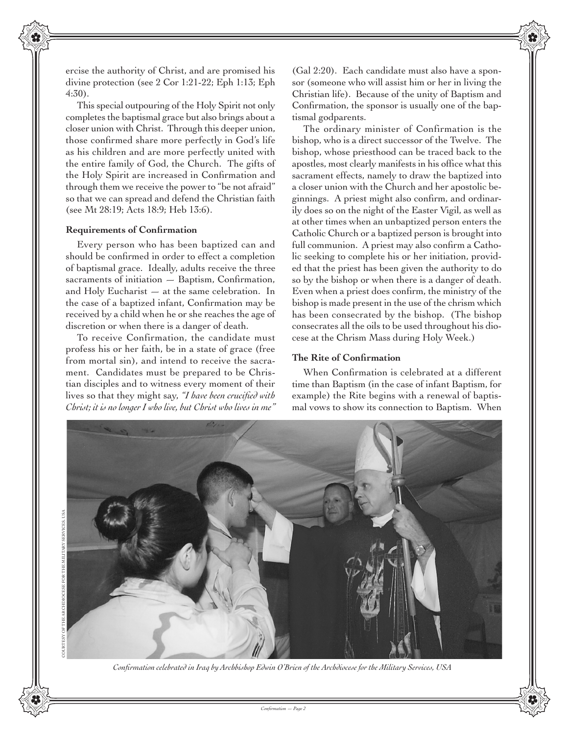ercise the authority of Christ, and are promised his divine protection (see 2 Cor 1:21-22; Eph 1:13; Eph 4:30).

This special outpouring of the Holy Spirit not only completes the baptismal grace but also brings about a closer union with Christ. Through this deeper union, those confirmed share more perfectly in God's life as his children and are more perfectly united with the entire family of God, the Church. The gifts of the Holy Spirit are increased in Confirmation and through them we receive the power to "be not afraid" so that we can spread and defend the Christian faith (see Mt 28:19; Acts 18:9; Heb 13:6).

### Requirements of Confirmation

Every person who has been baptized can and should be confirmed in order to effect a completion of baptismal grace. Ideally, adults receive the three sacraments of initiation — Baptism, Confirmation, and Holy Eucharist — at the same celebration. In the case of a baptized infant, Confirmation may be received by a child when he or she reaches the age of discretion or when there is a danger of death.

To receive Confirmation, the candidate must profess his or her faith, be in a state of grace (free from mortal sin), and intend to receive the sacrament. Candidates must be prepared to be Christian disciples and to witness every moment of their lives so that they might say, *"I have been crucified with Christ; it is no longer I who live, but Christ who lives in me"* (Gal 2:20). Each candidate must also have a sponsor (someone who will assist him or her in living the Christian life). Because of the unity of Baptism and Confirmation, the sponsor is usually one of the baptismal godparents.

The ordinary minister of Confirmation is the bishop, who is a direct successor of the Twelve. The bishop, whose priesthood can be traced back to the apostles, most clearly manifests in his office what this sacrament effects, namely to draw the baptized into a closer union with the Church and her apostolic beginnings. A priest might also confirm, and ordinarily does so on the night of the Easter Vigil, as well as at other times when an unbaptized person enters the Catholic Church or a baptized person is brought into full communion. A priest may also confirm a Catholic seeking to complete his or her initiation, provided that the priest has been given the authority to do so by the bishop or when there is a danger of death. Even when a priest does confirm, the ministry of the bishop is made present in the use of the chrism which has been consecrated by the bishop. (The bishop consecrates all the oils to be used throughout his diocese at the Chrism Mass during Holy Week.)

### The Rite of Confirmation

When Confirmation is celebrated at a different time than Baptism (in the case of infant Baptism, for example) the Rite begins with a renewal of baptismal vows to show its connection to Baptism. When

COURTESY OF THE ARCHDIOCESE FOR THE MILITARY SERVICES, USA

*Confirmation celebrated in Iraq by Archbishop Edwin O'Brien of the Archdiocese for the Military Services, USA*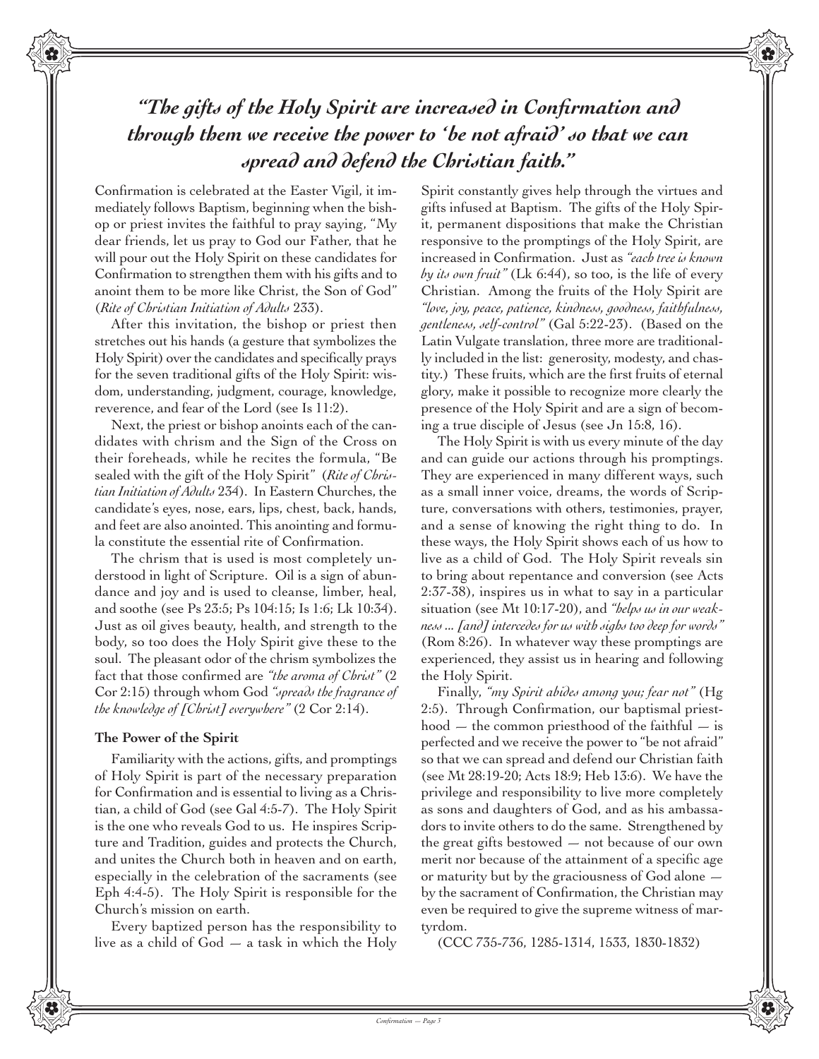## *"The gifts of the Holy Spirit are increased in Confirmation and through them we receive the power to 'be not afraid' so that we can spread and defend the Christian faith."*

Confirmation is celebrated at the Easter Vigil, it immediately follows Baptism, beginning when the bishop or priest invites the faithful to pray saying, "My dear friends, let us pray to God our Father, that he will pour out the Holy Spirit on these candidates for Confirmation to strengthen them with his gifts and to anoint them to be more like Christ, the Son of God" (*Rite of Christian Initiation of Adults* 233).

After this invitation, the bishop or priest then stretches out his hands (a gesture that symbolizes the Holy Spirit) over the candidates and specifically prays for the seven traditional gifts of the Holy Spirit: wisdom, understanding, judgment, courage, knowledge, reverence, and fear of the Lord (see Is 11:2).

Next, the priest or bishop anoints each of the candidates with chrism and the Sign of the Cross on their foreheads, while he recites the formula, "Be sealed with the gift of the Holy Spirit" (*Rite of Christian Initiation of Adults* 234). In Eastern Churches, the candidate's eyes, nose, ears, lips, chest, back, hands, and feet are also anointed. This anointing and formula constitute the essential rite of Confirmation.

The chrism that is used is most completely understood in light of Scripture. Oil is a sign of abundance and joy and is used to cleanse, limber, heal, and soothe (see Ps 23:5; Ps 104:15; Is 1:6; Lk 10:34). Just as oil gives beauty, health, and strength to the body, so too does the Holy Spirit give these to the soul. The pleasant odor of the chrism symbolizes the fact that those confirmed are *"the aroma of Christ"* (2 Cor 2:15) through whom God *"spreads the fragrance of the knowledge of [Christ] everywhere"* (2 Cor 2:14).

**The Power of the Spirit**

Familiarity with the actions, gifts, and promptings of Holy Spirit is part of the necessary preparation for Confirmation and is essential to living as a Christian, a child of God (see Gal 4:5-7). The Holy Spirit is the one who reveals God to us. He inspires Scripture and Tradition, guides and protects the Church, and unites the Church both in heaven and on earth, especially in the celebration of the sacraments (see Eph 4:4-5). The Holy Spirit is responsible for the Church's mission on earth.

Every baptized person has the responsibility to live as a child of God — a task in which the Holy Spirit constantly gives help through the virtues and gifts infused at Baptism. The gifts of the Holy Spirit, permanent dispositions that make the Christian responsive to the promptings of the Holy Spirit, are increased in Confirmation. Just as *"each tree is known by its own fruit"* (Lk 6:44), so too, is the life of every Christian. Among the fruits of the Holy Spirit are *"love, joy, peace, patience, kindness, goodness, faithfulness, gentleness, self-control"* (Gal 5:22-23). (Based on the Latin Vulgate translation, three more are traditionally included in the list: generosity, modesty, and chastity.) These fruits, which are the first fruits of eternal glory, make it possible to recognize more clearly the presence of the Holy Spirit and are a sign of becoming a true disciple of Jesus (see Jn 15:8, 16).

The Holy Spirit is with us every minute of the day and can guide our actions through his promptings. They are experienced in many different ways, such as a small inner voice, dreams, the words of Scripture, conversations with others, testimonies, prayer, and a sense of knowing the right thing to do. In these ways, the Holy Spirit shows each of us how to live as a child of God. The Holy Spirit reveals sin to bring about repentance and conversion (see Acts 2:37-38), inspires us in what to say in a particular situation (see Mt 10:17-20), and *"helps us in our weakness ... [and] intercedes for us with sighs too deep for words"* (Rom 8:26). In whatever way these promptings are experienced, they assist us in hearing and following the Holy Spirit.

Finally, *"my Spirit abides among you; fear not"* (Hg 2:5). Through Confirmation, our baptismal priesthood — the common priesthood of the faithful — is perfected and we receive the power to "be not afraid" so that we can spread and defend our Christian faith (see Mt 28:19-20; Acts 18:9; Heb 13:6). We have the privilege and responsibility to live more completely as sons and daughters of God, and as his ambassadors to invite others to do the same. Strengthened by the great gifts bestowed — not because of our own merit nor because of the attainment of a specific age or maturity but by the graciousness of God alone — by the sacrament of Confirmation, the Christian may even be required to give the supreme witness of martyrdom.

(CCC 735-736, 1285-1314, 1533, 1830-1832)